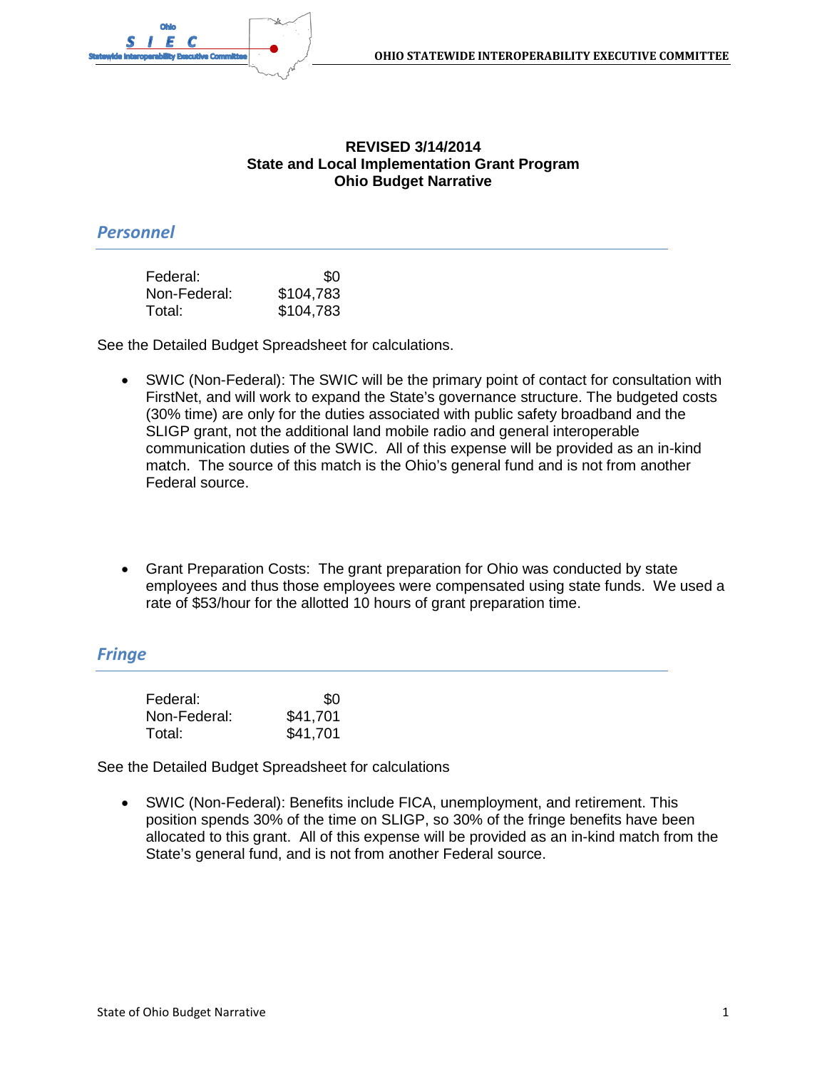**REVISED 3/14/2014**
**State and Local Implementation Grant Program**
**Ohio Budget Narrative**

## *Personnel*

| | |
|---|---|
| Federal: | $0 |
| Non-Federal: | $104,783 |
| Total: | $104,783 |

See the Detailed Budget Spreadsheet for calculations.

- SWIC (Non-Federal): The SWIC will be the primary point of contact for consultation with FirstNet, and will work to expand the State's governance structure. The budgeted costs (30% time) are only for the duties associated with public safety broadband and the SLIGP grant, not the additional land mobile radio and general interoperable communication duties of the SWIC. All of this expense will be provided as an in-kind match. The source of this match is the Ohio's general fund and is not from another Federal source.

- Grant Preparation Costs: The grant preparation for Ohio was conducted by state employees and thus those employees were compensated using state funds. We used a rate of $53/hour for the allotted 10 hours of grant preparation time.

## *Fringe*

| | |
|---|---|
| Federal: | $0 |
| Non-Federal: | $41,701 |
| Total: | $41,701 |

See the Detailed Budget Spreadsheet for calculations

- SWIC (Non-Federal): Benefits include FICA, unemployment, and retirement. This position spends 30% of the time on SLIGP, so 30% of the fringe benefits have been allocated to this grant. All of this expense will be provided as an in-kind match from the State's general fund, and is not from another Federal source.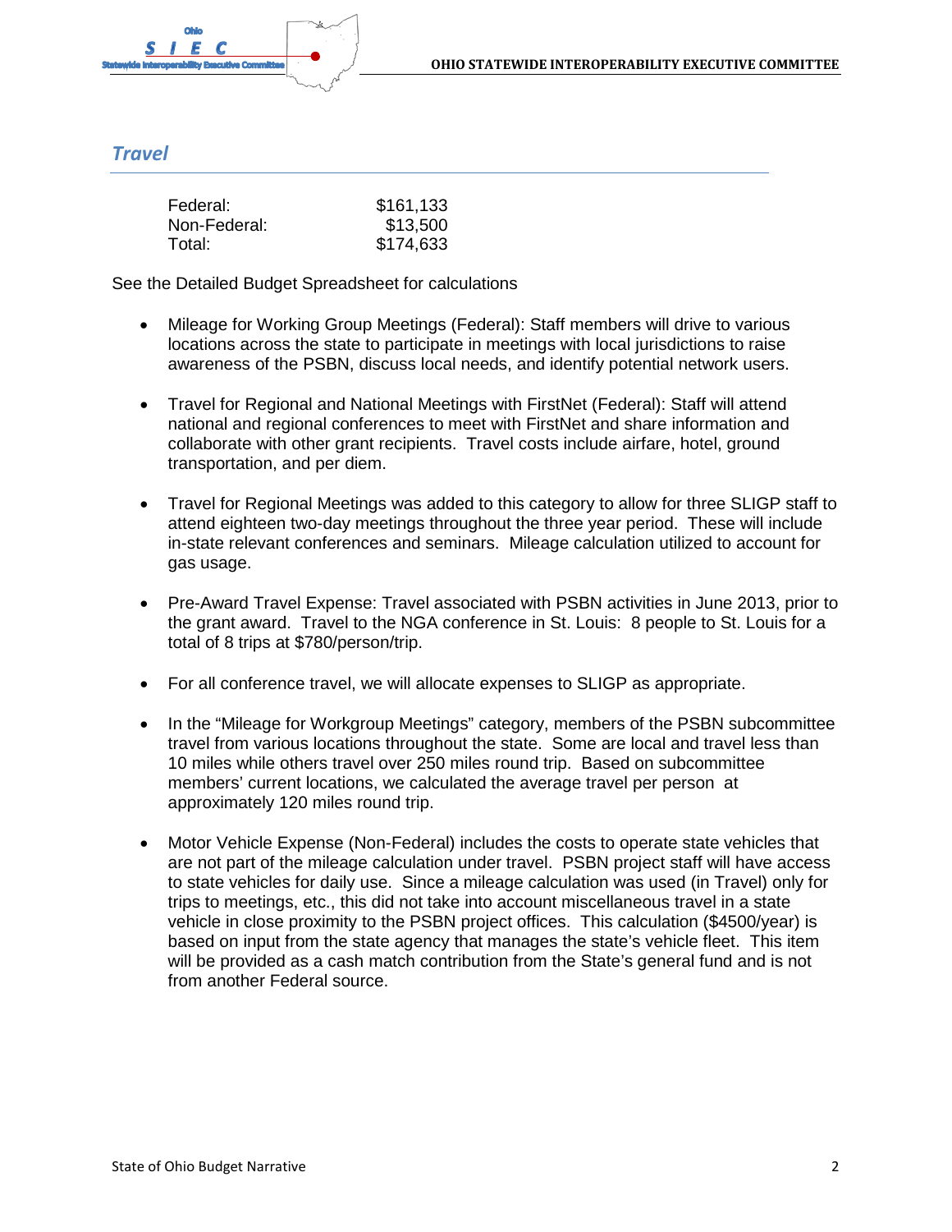## *Travel*

| | |
|---|---|
| Federal: | $161,133 |
| Non-Federal: | $13,500 |
| Total: | $174,633 |

See the Detailed Budget Spreadsheet for calculations

- Mileage for Working Group Meetings (Federal): Staff members will drive to various locations across the state to participate in meetings with local jurisdictions to raise awareness of the PSBN, discuss local needs, and identify potential network users.

- Travel for Regional and National Meetings with FirstNet (Federal): Staff will attend national and regional conferences to meet with FirstNet and share information and collaborate with other grant recipients. Travel costs include airfare, hotel, ground transportation, and per diem.

- Travel for Regional Meetings was added to this category to allow for three SLIGP staff to attend eighteen two-day meetings throughout the three year period. These will include in-state relevant conferences and seminars. Mileage calculation utilized to account for gas usage.

- Pre-Award Travel Expense: Travel associated with PSBN activities in June 2013, prior to the grant award. Travel to the NGA conference in St. Louis: 8 people to St. Louis for a total of 8 trips at $780/person/trip.

- For all conference travel, we will allocate expenses to SLIGP as appropriate.

- In the "Mileage for Workgroup Meetings" category, members of the PSBN subcommittee travel from various locations throughout the state. Some are local and travel less than 10 miles while others travel over 250 miles round trip. Based on subcommittee members' current locations, we calculated the average travel per person at approximately 120 miles round trip.

- Motor Vehicle Expense (Non-Federal) includes the costs to operate state vehicles that are not part of the mileage calculation under travel. PSBN project staff will have access to state vehicles for daily use. Since a mileage calculation was used (in Travel) only for trips to meetings, etc., this did not take into account miscellaneous travel in a state vehicle in close proximity to the PSBN project offices. This calculation ($4500/year) is based on input from the state agency that manages the state's vehicle fleet. This item will be provided as a cash match contribution from the State's general fund and is not from another Federal source.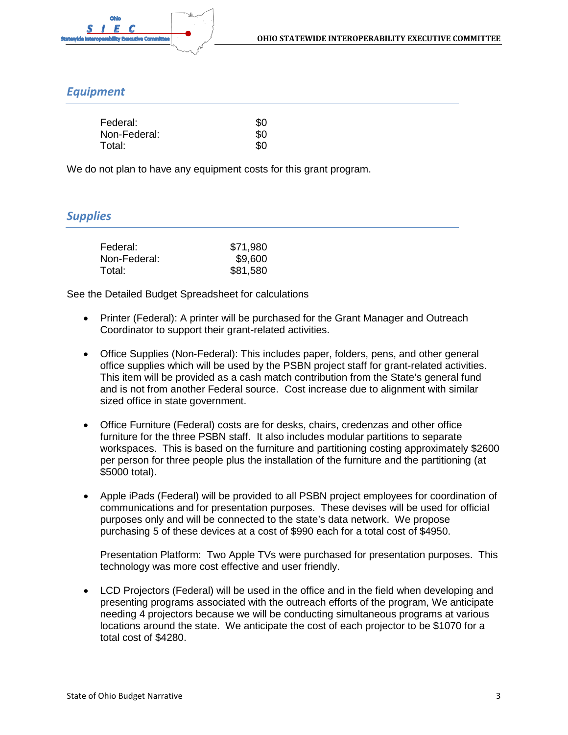## *Equipment*

| | |
|---|---|
| Federal: | $0 |
| Non-Federal: | $0 |
| Total: | $0 |

We do not plan to have any equipment costs for this grant program.

## *Supplies*

| | |
|---|---|
| Federal: | $71,980 |
| Non-Federal: | $9,600 |
| Total: | $81,580 |

See the Detailed Budget Spreadsheet for calculations

- Printer (Federal): A printer will be purchased for the Grant Manager and Outreach Coordinator to support their grant-related activities.

- Office Supplies (Non-Federal): This includes paper, folders, pens, and other general office supplies which will be used by the PSBN project staff for grant-related activities. This item will be provided as a cash match contribution from the State's general fund and is not from another Federal source. Cost increase due to alignment with similar sized office in state government.

- Office Furniture (Federal) costs are for desks, chairs, credenzas and other office furniture for the three PSBN staff. It also includes modular partitions to separate workspaces. This is based on the furniture and partitioning costing approximately $2600 per person for three people plus the installation of the furniture and the partitioning (at $5000 total).

- Apple iPads (Federal) will be provided to all PSBN project employees for coordination of communications and for presentation purposes. These devises will be used for official purposes only and will be connected to the state's data network. We propose purchasing 5 of these devices at a cost of $990 each for a total cost of $4950.

  Presentation Platform: Two Apple TVs were purchased for presentation purposes. This technology was more cost effective and user friendly.

- LCD Projectors (Federal) will be used in the office and in the field when developing and presenting programs associated with the outreach efforts of the program, We anticipate needing 4 projectors because we will be conducting simultaneous programs at various locations around the state. We anticipate the cost of each projector to be $1070 for a total cost of $4280.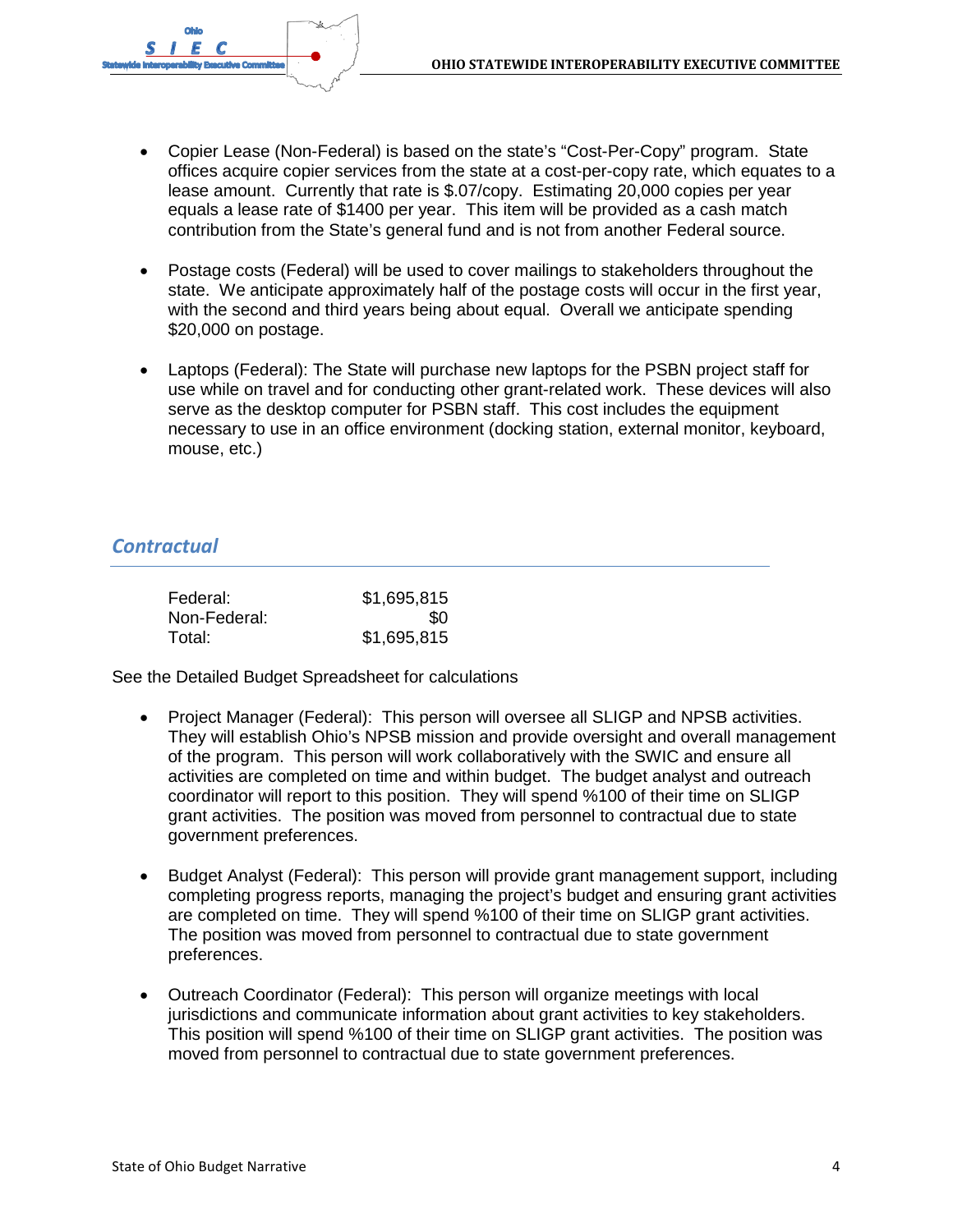- Copier Lease (Non-Federal) is based on the state's "Cost-Per-Copy" program. State offices acquire copier services from the state at a cost-per-copy rate, which equates to a lease amount. Currently that rate is $.07/copy. Estimating 20,000 copies per year equals a lease rate of $1400 per year. This item will be provided as a cash match contribution from the State's general fund and is not from another Federal source.

- Postage costs (Federal) will be used to cover mailings to stakeholders throughout the state. We anticipate approximately half of the postage costs will occur in the first year, with the second and third years being about equal. Overall we anticipate spending $20,000 on postage.

- Laptops (Federal): The State will purchase new laptops for the PSBN project staff for use while on travel and for conducting other grant-related work. These devices will also serve as the desktop computer for PSBN staff. This cost includes the equipment necessary to use in an office environment (docking station, external monitor, keyboard, mouse, etc.)

## *Contractual*

| | |
|---|---:|
| Federal: | $1,695,815 |
| Non-Federal: | $0 |
| Total: | $1,695,815 |

See the Detailed Budget Spreadsheet for calculations

- Project Manager (Federal): This person will oversee all SLIGP and NPSB activities. They will establish Ohio's NPSB mission and provide oversight and overall management of the program. This person will work collaboratively with the SWIC and ensure all activities are completed on time and within budget. The budget analyst and outreach coordinator will report to this position. They will spend %100 of their time on SLIGP grant activities. The position was moved from personnel to contractual due to state government preferences.

- Budget Analyst (Federal): This person will provide grant management support, including completing progress reports, managing the project's budget and ensuring grant activities are completed on time. They will spend %100 of their time on SLIGP grant activities. The position was moved from personnel to contractual due to state government preferences.

- Outreach Coordinator (Federal): This person will organize meetings with local jurisdictions and communicate information about grant activities to key stakeholders. This position will spend %100 of their time on SLIGP grant activities. The position was moved from personnel to contractual due to state government preferences.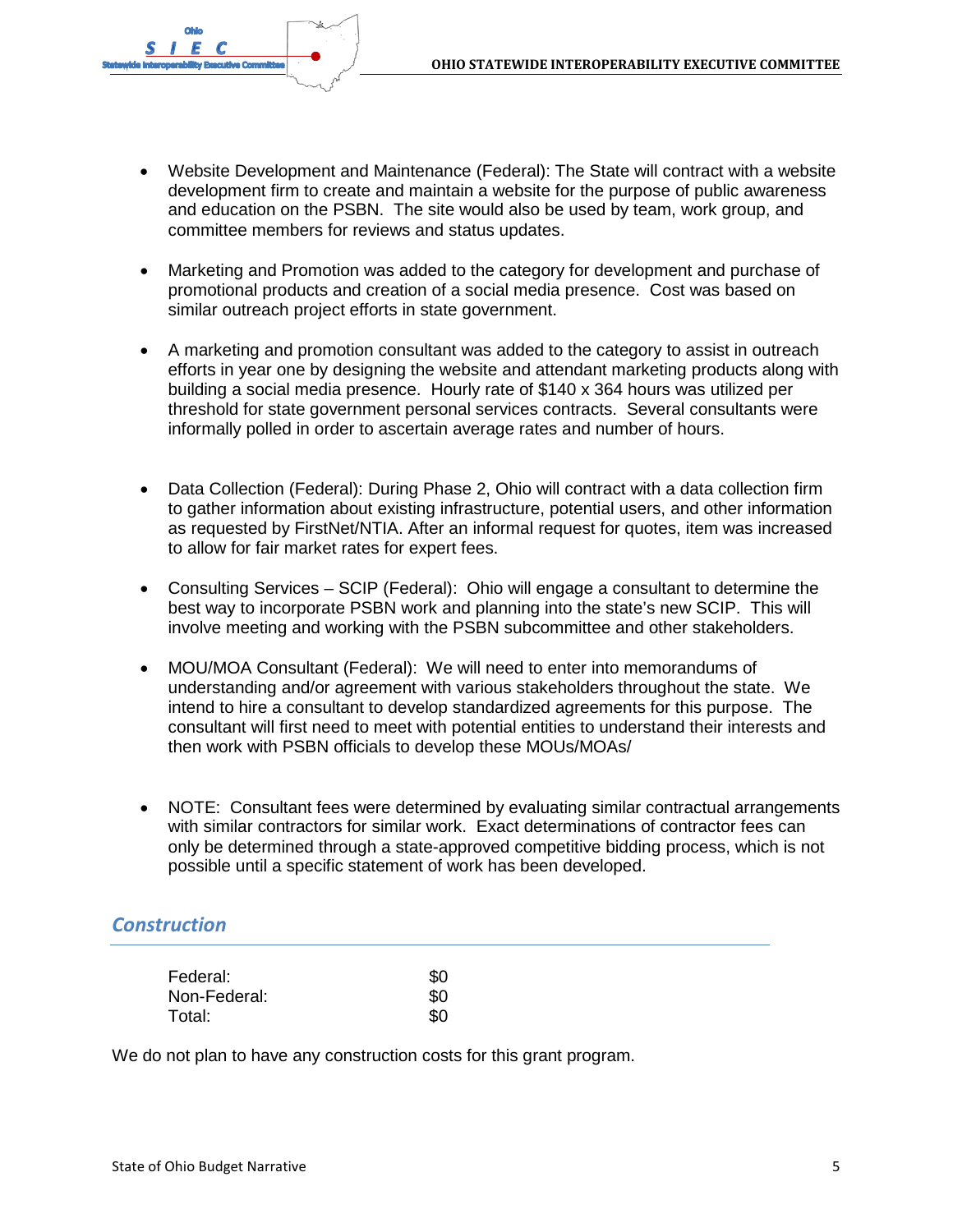- Website Development and Maintenance (Federal): The State will contract with a website development firm to create and maintain a website for the purpose of public awareness and education on the PSBN. The site would also be used by team, work group, and committee members for reviews and status updates.

- Marketing and Promotion was added to the category for development and purchase of promotional products and creation of a social media presence. Cost was based on similar outreach project efforts in state government.

- A marketing and promotion consultant was added to the category to assist in outreach efforts in year one by designing the website and attendant marketing products along with building a social media presence. Hourly rate of $140 x 364 hours was utilized per threshold for state government personal services contracts. Several consultants were informally polled in order to ascertain average rates and number of hours.

- Data Collection (Federal): During Phase 2, Ohio will contract with a data collection firm to gather information about existing infrastructure, potential users, and other information as requested by FirstNet/NTIA. After an informal request for quotes, item was increased to allow for fair market rates for expert fees.

- Consulting Services – SCIP (Federal): Ohio will engage a consultant to determine the best way to incorporate PSBN work and planning into the state's new SCIP. This will involve meeting and working with the PSBN subcommittee and other stakeholders.

- MOU/MOA Consultant (Federal): We will need to enter into memorandums of understanding and/or agreement with various stakeholders throughout the state. We intend to hire a consultant to develop standardized agreements for this purpose. The consultant will first need to meet with potential entities to understand their interests and then work with PSBN officials to develop these MOUs/MOAs/

- NOTE: Consultant fees were determined by evaluating similar contractual arrangements with similar contractors for similar work. Exact determinations of contractor fees can only be determined through a state-approved competitive bidding process, which is not possible until a specific statement of work has been developed.

## *Construction*

| | |
|---|---|
| Federal: | $0 |
| Non-Federal: | $0 |
| Total: | $0 |

We do not plan to have any construction costs for this grant program.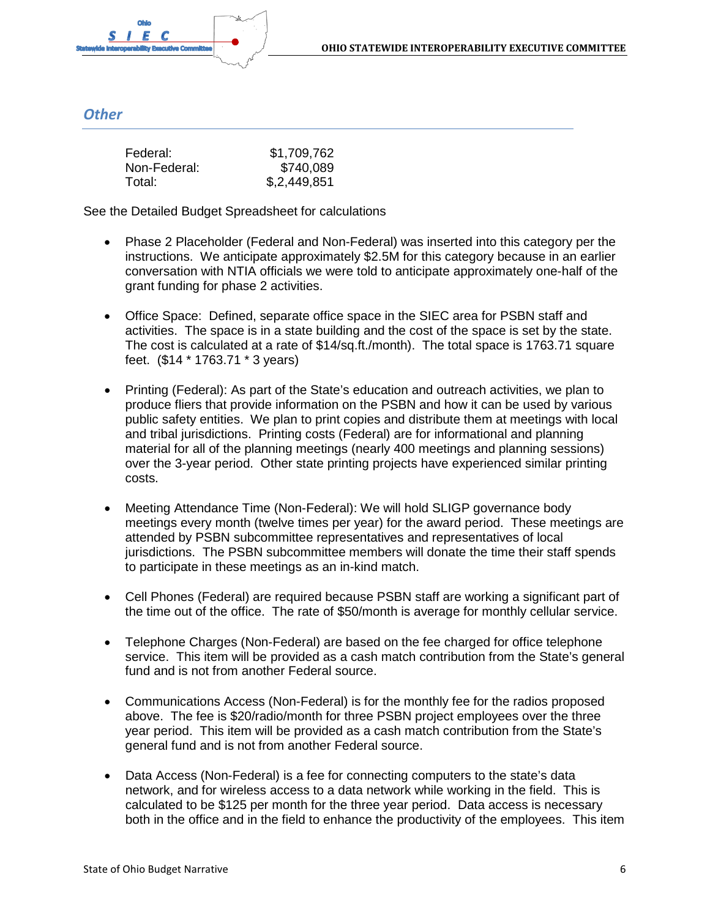## *Other*

| | |
|---|---|
| Federal: | $1,709,762 |
| Non-Federal: | $740,089 |
| Total: | $,2,449,851 |

See the Detailed Budget Spreadsheet for calculations

- Phase 2 Placeholder (Federal and Non-Federal) was inserted into this category per the instructions. We anticipate approximately $2.5M for this category because in an earlier conversation with NTIA officials we were told to anticipate approximately one-half of the grant funding for phase 2 activities.

- Office Space: Defined, separate office space in the SIEC area for PSBN staff and activities. The space is in a state building and the cost of the space is set by the state. The cost is calculated at a rate of $14/sq.ft./month). The total space is 1763.71 square feet. ($14 * 1763.71 * 3 years)

- Printing (Federal): As part of the State's education and outreach activities, we plan to produce fliers that provide information on the PSBN and how it can be used by various public safety entities. We plan to print copies and distribute them at meetings with local and tribal jurisdictions. Printing costs (Federal) are for informational and planning material for all of the planning meetings (nearly 400 meetings and planning sessions) over the 3-year period. Other state printing projects have experienced similar printing costs.

- Meeting Attendance Time (Non-Federal): We will hold SLIGP governance body meetings every month (twelve times per year) for the award period. These meetings are attended by PSBN subcommittee representatives and representatives of local jurisdictions. The PSBN subcommittee members will donate the time their staff spends to participate in these meetings as an in-kind match.

- Cell Phones (Federal) are required because PSBN staff are working a significant part of the time out of the office. The rate of $50/month is average for monthly cellular service.

- Telephone Charges (Non-Federal) are based on the fee charged for office telephone service. This item will be provided as a cash match contribution from the State's general fund and is not from another Federal source.

- Communications Access (Non-Federal) is for the monthly fee for the radios proposed above. The fee is $20/radio/month for three PSBN project employees over the three year period. This item will be provided as a cash match contribution from the State's general fund and is not from another Federal source.

- Data Access (Non-Federal) is a fee for connecting computers to the state's data network, and for wireless access to a data network while working in the field. This is calculated to be $125 per month for the three year period. Data access is necessary both in the office and in the field to enhance the productivity of the employees. This item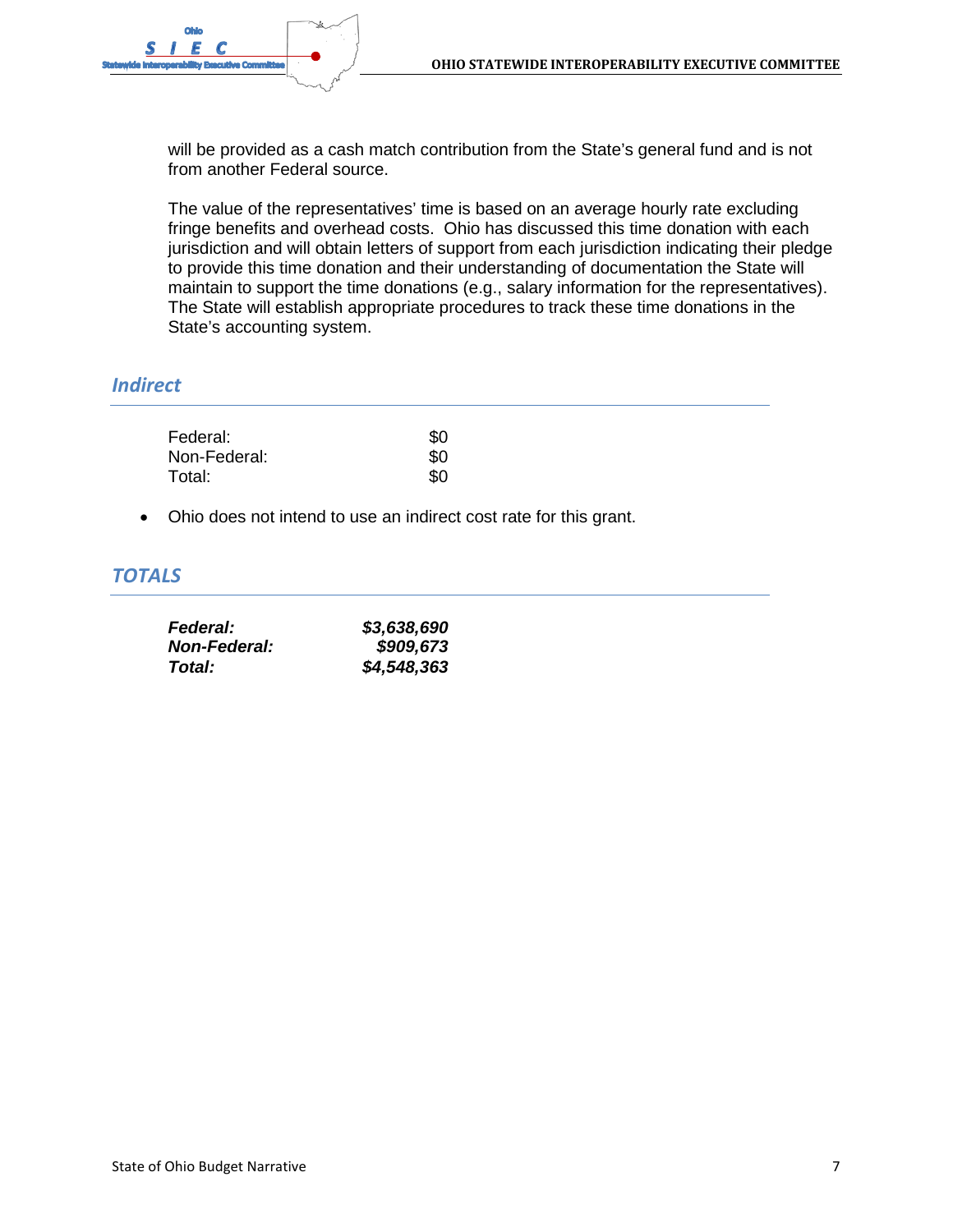will be provided as a cash match contribution from the State's general fund and is not from another Federal source.

The value of the representatives' time is based on an average hourly rate excluding fringe benefits and overhead costs. Ohio has discussed this time donation with each jurisdiction and will obtain letters of support from each jurisdiction indicating their pledge to provide this time donation and their understanding of documentation the State will maintain to support the time donations (e.g., salary information for the representatives). The State will establish appropriate procedures to track these time donations in the State's accounting system.

## *Indirect*

| | |
|---|---:|
| Federal: | $0 |
| Non-Federal: | $0 |
| Total: | $0 |

- Ohio does not intend to use an indirect cost rate for this grant.

## *TOTALS*

| | |
|---|---:|
| ***Federal:*** | ***$3,638,690*** |
| ***Non-Federal:*** | ***$909,673*** |
| ***Total:*** | ***$4,548,363*** |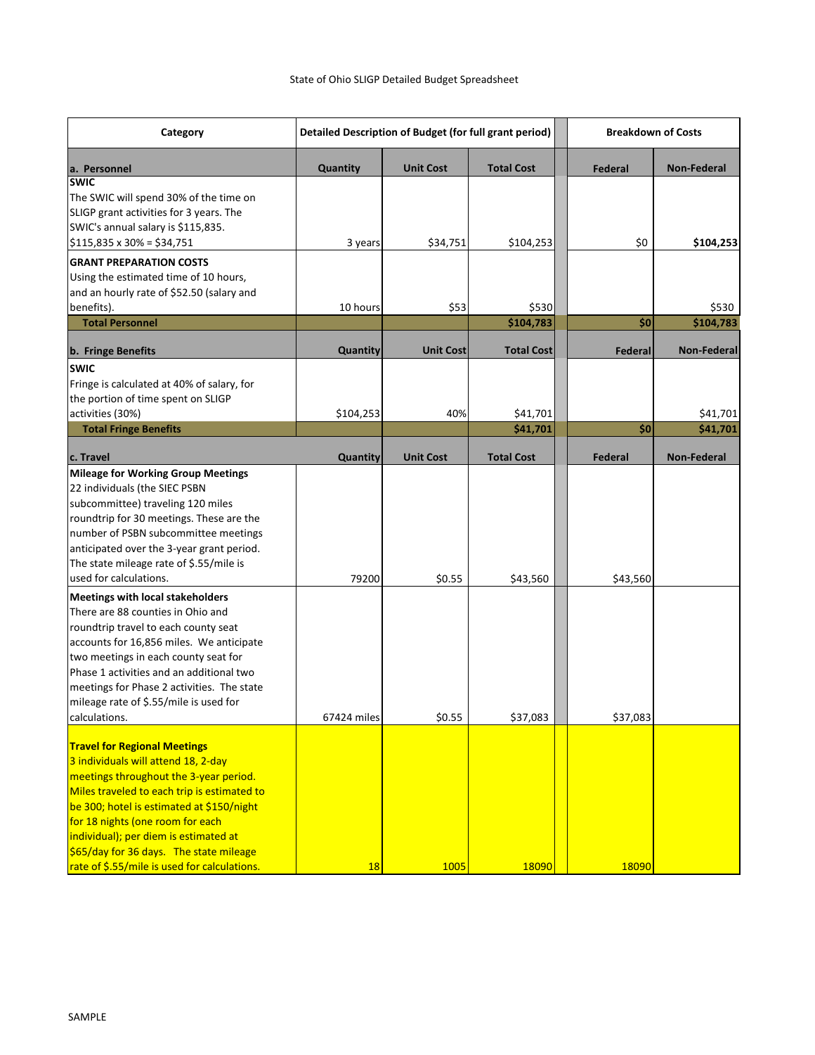State of Ohio SLIGP Detailed Budget Spreadsheet

| Category | Detailed Description of Budget (for full grant period) | | | Breakdown of Costs | |
|---|---|---|---|---|---|
| **a. Personnel** | **Quantity** | **Unit Cost** | **Total Cost** | **Federal** | **Non-Federal** |
| **SWIC**<br>The SWIC will spend 30% of the time on SLIGP grant activities for 3 years. The SWIC's annual salary is $115,835.<br>$115,835 x 30% = $34,751 | 3 years | $34,751 | $104,253 | $0 | **$104,253** |
| **GRANT PREPARATION COSTS**<br>Using the estimated time of 10 hours, and an hourly rate of $52.50 (salary and benefits). | 10 hours | $53 | $530 | | $530 |
| **Total Personnel** | | | **$104,783** | **$0** | **$104,783** |
| **b. Fringe Benefits** | **Quantity** | **Unit Cost** | **Total Cost** | **Federal** | **Non-Federal** |
| **SWIC**<br>Fringe is calculated at 40% of salary, for the portion of time spent on SLIGP activities (30%) | $104,253 | 40% | $41,701 | | $41,701 |
| **Total Fringe Benefits** | | | **$41,701** | **$0** | **$41,701** |
| **c. Travel** | **Quantity** | **Unit Cost** | **Total Cost** | **Federal** | **Non-Federal** |
| **Mileage for Working Group Meetings**<br>22 individuals (the SIEC PSBN subcommittee) traveling 120 miles roundtrip for 30 meetings. These are the number of PSBN subcommittee meetings anticipated over the 3-year grant period. The state mileage rate of $.55/mile is used for calculations. | 79200 | $0.55 | $43,560 | $43,560 | |
| **Meetings with local stakeholders**<br>There are 88 counties in Ohio and roundtrip travel to each county seat accounts for 16,856 miles. We anticipate two meetings in each county seat for Phase 1 activities and an additional two meetings for Phase 2 activities. The state mileage rate of $.55/mile is used for calculations. | 67424 miles | $0.55 | $37,083 | $37,083 | |
| **Travel for Regional Meetings**<br>3 individuals will attend 18, 2-day meetings throughout the 3-year period. Miles traveled to each trip is estimated to be 300; hotel is estimated at $150/night for 18 nights (one room for each individual); per diem is estimated at $65/day for 36 days. The state mileage rate of $.55/mile is used for calculations. | 18 | 1005 | 18090 | 18090 | |

SAMPLE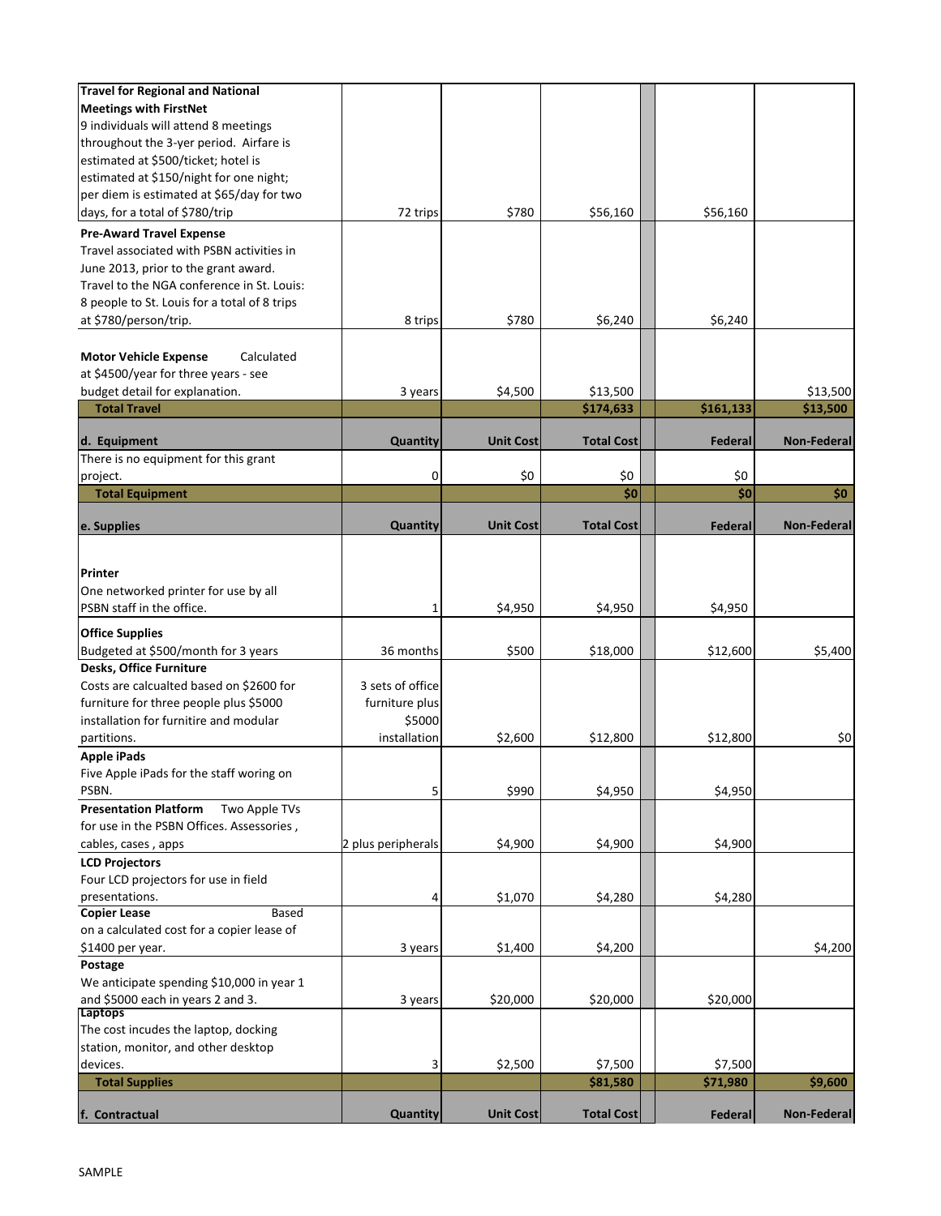| | | | | | | |
|---|---|---|---|---|---|---|
| **Travel for Regional and National Meetings with FirstNet** 9 individuals will attend 8 meetings throughout the 3-yer period. Airfare is estimated at $500/ticket; hotel is estimated at $150/night for one night; per diem is estimated at $65/day for two days, for a total of $780/trip | 72 trips | $780 | $56,160 | | $56,160 | |
| **Pre-Award Travel Expense** Travel associated with PSBN activities in June 2013, prior to the grant award. Travel to the NGA conference in St. Louis: 8 people to St. Louis for a total of 8 trips at $780/person/trip. | 8 trips | $780 | $6,240 | | $6,240 | |
| **Motor Vehicle Expense** Calculated at $4500/year for three years - see budget detail for explanation. | 3 years | $4,500 | $13,500 | | | $13,500 |
| **Total Travel** | | | **$174,633** | | **$161,133** | **$13,500** |
| **d. Equipment** | **Quantity** | **Unit Cost** | **Total Cost** | | **Federal** | **Non-Federal** |
| There is no equipment for this grant project. | 0 | $0 | $0 | | $0 | |
| **Total Equipment** | | | **$0** | | **$0** | **$0** |
| **e. Supplies** | **Quantity** | **Unit Cost** | **Total Cost** | | **Federal** | **Non-Federal** |
| **Printer** One networked printer for use by all PSBN staff in the office. | 1 | $4,950 | $4,950 | | $4,950 | |
| **Office Supplies** Budgeted at $500/month for 3 years | 36 months | $500 | $18,000 | | $12,600 | $5,400 |
| **Desks, Office Furniture** Costs are calcualted based on $2600 for furniture for three people plus $5000 installation for furnitire and modular partitions. | 3 sets of office furniture plus $5000 installation | $2,600 | $12,800 | | $12,800 | $0 |
| **Apple iPads** Five Apple iPads for the staff woring on PSBN. | 5 | $990 | $4,950 | | $4,950 | |
| **Presentation Platform** Two Apple TVs for use in the PSBN Offices. Assessories , cables, cases , apps | 2 plus peripherals | $4,900 | $4,900 | | $4,900 | |
| **LCD Projectors** Four LCD projectors for use in field presentations. | 4 | $1,070 | $4,280 | | $4,280 | |
| **Copier Lease** Based on a calculated cost for a copier lease of $1400 per year. | 3 years | $1,400 | $4,200 | | | $4,200 |
| **Postage** We anticipate spending $10,000 in year 1 and $5000 each in years 2 and 3. | 3 years | $20,000 | $20,000 | | $20,000 | |
| **Laptops** The cost incudes the laptop, docking station, monitor, and other desktop devices. | 3 | $2,500 | $7,500 | | $7,500 | |
| **Total Supplies** | | | **$81,580** | | **$71,980** | **$9,600** |
| **f. Contractual** | **Quantity** | **Unit Cost** | **Total Cost** | | **Federal** | **Non-Federal** |

SAMPLE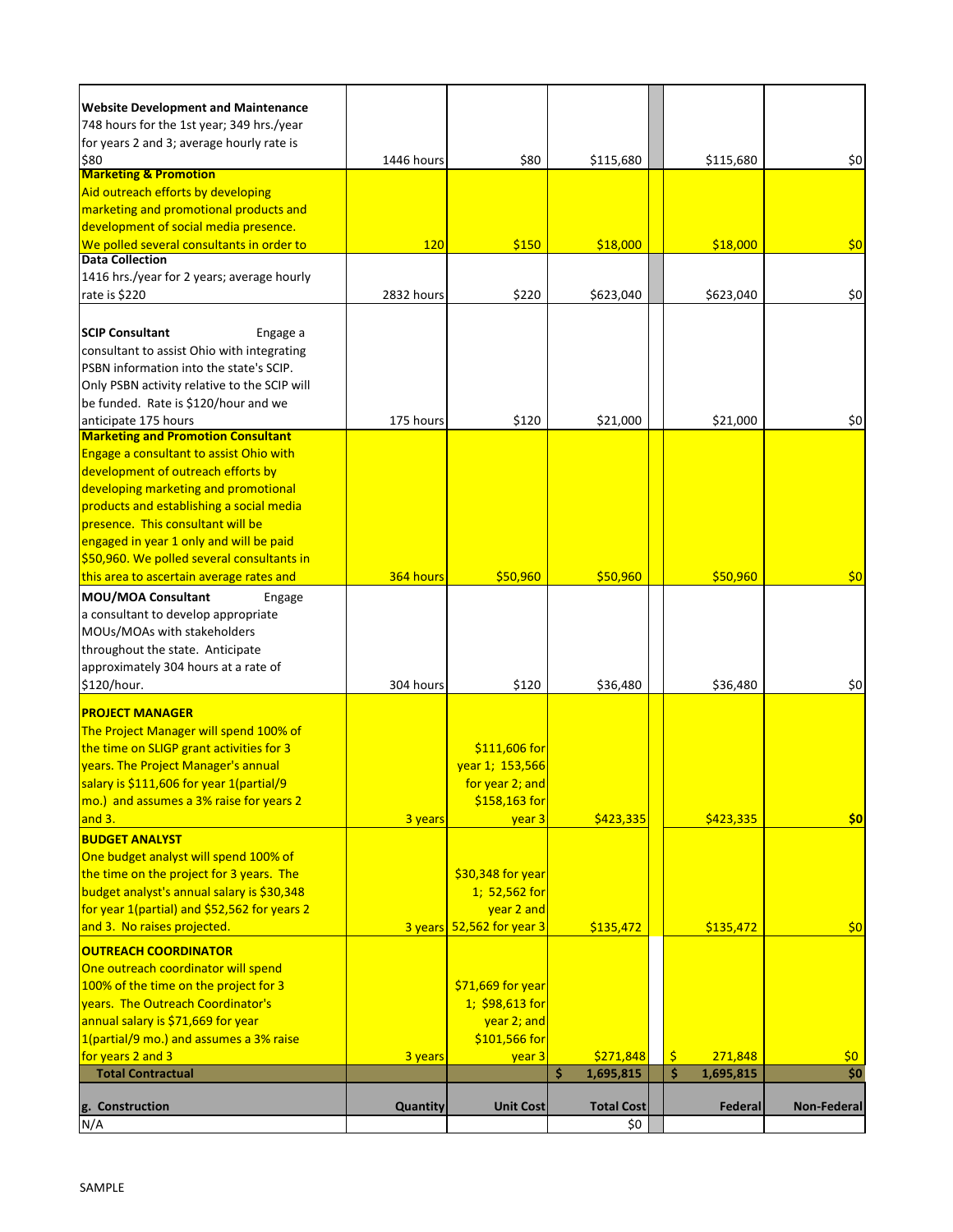| | | | | | | |
|---|---|---|---|---|---|---|
| **Website Development and Maintenance** 748 hours for the 1st year; 349 hrs./year for years 2 and 3; average hourly rate is $80 | 1446 hours | $80 | $115,680 | | $115,680 | $0 |
| **Marketing & Promotion** Aid outreach efforts by developing marketing and promotional products and development of social media presence. We polled several consultants in order to | 120 | $150 | $18,000 | | $18,000 | $0 |
| **Data Collection** 1416 hrs./year for 2 years; average hourly rate is $220 | 2832 hours | $220 | $623,040 | | $623,040 | $0 |
| **SCIP Consultant** Engage a consultant to assist Ohio with integrating PSBN information into the state's SCIP. Only PSBN activity relative to the SCIP will be funded. Rate is $120/hour and we anticipate 175 hours | 175 hours | $120 | $21,000 | | $21,000 | $0 |
| **Marketing and Promotion Consultant** Engage a consultant to assist Ohio with development of outreach efforts by developing marketing and promotional products and establishing a social media presence. This consultant will be engaged in year 1 only and will be paid $50,960. We polled several consultants in this area to ascertain average rates and | 364 hours | $50,960 | $50,960 | | $50,960 | $0 |
| **MOU/MOA Consultant** Engage a consultant to develop appropriate MOUs/MOAs with stakeholders throughout the state. Anticipate approximately 304 hours at a rate of $120/hour. | 304 hours | $120 | $36,480 | | $36,480 | $0 |
| **PROJECT MANAGER** The Project Manager will spend 100% of the time on SLIGP grant activities for 3 years. The Project Manager's annual salary is $111,606 for year 1(partial/9 mo.) and assumes a 3% raise for years 2 and 3. | 3 years | $111,606 for year 1; 153,566 for year 2; and $158,163 for year 3 | $423,335 | | $423,335 | **$0** |
| **BUDGET ANALYST** One budget analyst will spend 100% of the time on the project for 3 years. The budget analyst's annual salary is $30,348 for year 1(partial) and $52,562 for years 2 and 3. No raises projected. | 3 years | $30,348 for year 1; 52,562 for year 2 and 52,562 for year 3 | $135,472 | | $135,472 | $0 |
| **OUTREACH COORDINATOR** One outreach coordinator will spend 100% of the time on the project for 3 years. The Outreach Coordinator's annual salary is $71,669 for year 1(partial/9 mo.) and assumes a 3% raise for years 2 and 3 | 3 years | $71,669 for year 1; $98,613 for year 2; and $101,566 for year 3 | $271,848 | | $ 271,848 | $0 |
| **Total Contractual** | | | $ 1,695,815 | | $ 1,695,815 | $0 |
| **g. Construction** | **Quantity** | **Unit Cost** | **Total Cost** | | **Federal** | **Non-Federal** |
| N/A | | | $0 | | | |

SAMPLE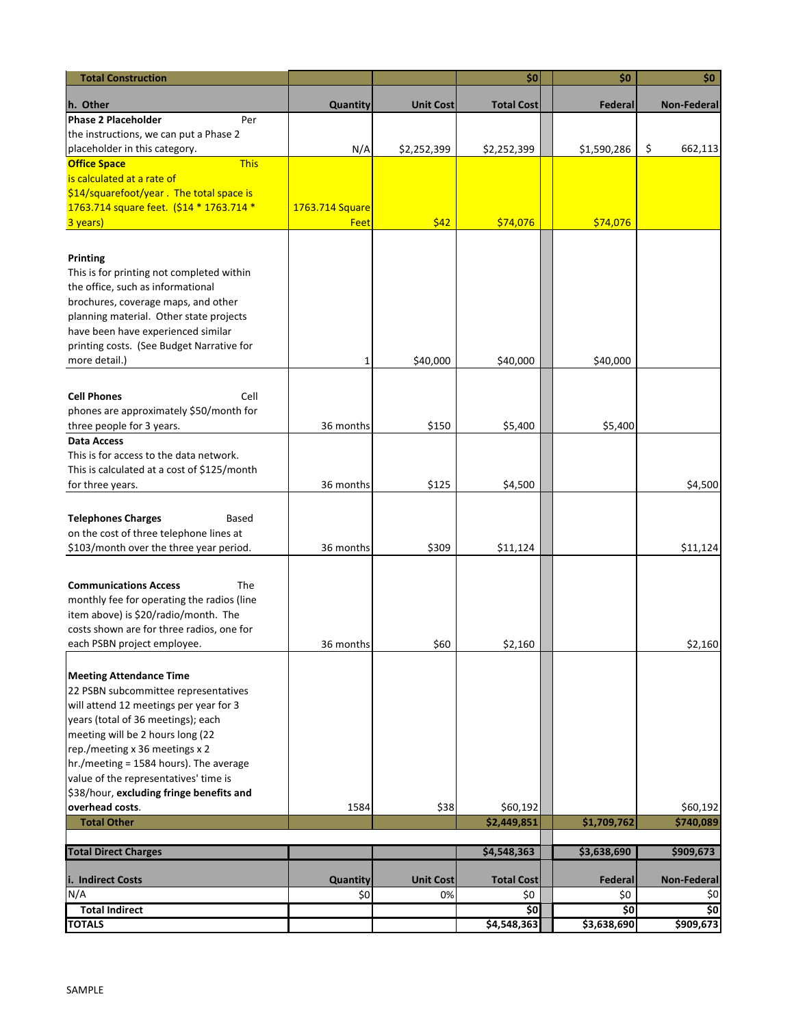| Total Construction | | | $0 | $0 | $0 |
|---|---|---|---|---|---|
| **h. Other** | **Quantity** | **Unit Cost** | **Total Cost** | **Federal** | **Non-Federal** |
| **Phase 2 Placeholder** Per the instructions, we can put a Phase 2 placeholder in this category. | N/A | $2,252,399 | $2,252,399 | $1,590,286 | $ 662,113 |
| **Office Space** This is calculated at a rate of $14/squarefoot/year . The total space is 1763.714 square feet. ($14 * 1763.714 * 3 years) | 1763.714 Square Feet | $42 | $74,076 | $74,076 | |
| **Printing** This is for printing not completed within the office, such as informational brochures, coverage maps, and other planning material. Other state projects have been have experienced similar printing costs. (See Budget Narrative for more detail.) | 1 | $40,000 | $40,000 | $40,000 | |
| **Cell Phones** Cell phones are approximately $50/month for three people for 3 years. | 36 months | $150 | $5,400 | $5,400 | |
| **Data Access** This is for access to the data network. This is calculated at a cost of $125/month for three years. | 36 months | $125 | $4,500 | | $4,500 |
| **Telephones Charges** Based on the cost of three telephone lines at $103/month over the three year period. | 36 months | $309 | $11,124 | | $11,124 |
| **Communications Access** The monthly fee for operating the radios (line item above) is $20/radio/month. The costs shown are for three radios, one for each PSBN project employee. | 36 months | $60 | $2,160 | | $2,160 |
| **Meeting Attendance Time** 22 PSBN subcommittee representatives will attend 12 meetings per year for 3 years (total of 36 meetings); each meeting will be 2 hours long (22 rep./meeting x 36 meetings x 2 hr./meeting = 1584 hours). The average value of the representatives' time is $38/hour, **excluding fringe benefits and overhead costs**. | 1584 | $38 | $60,192 | | $60,192 |
| **Total Other** | | | **$2,449,851** | **$1,709,762** | **$740,089** |
| **Total Direct Charges** | | | **$4,548,363** | **$3,638,690** | **$909,673** |
| **i. Indirect Costs** | **Quantity** | **Unit Cost** | **Total Cost** | **Federal** | **Non-Federal** |
| N/A | $0 | 0% | $0 | $0 | $0 |
| **Total Indirect** | | | **$0** | **$0** | **$0** |
| **TOTALS** | | | **$4,548,363** | **$3,638,690** | **$909,673** |

SAMPLE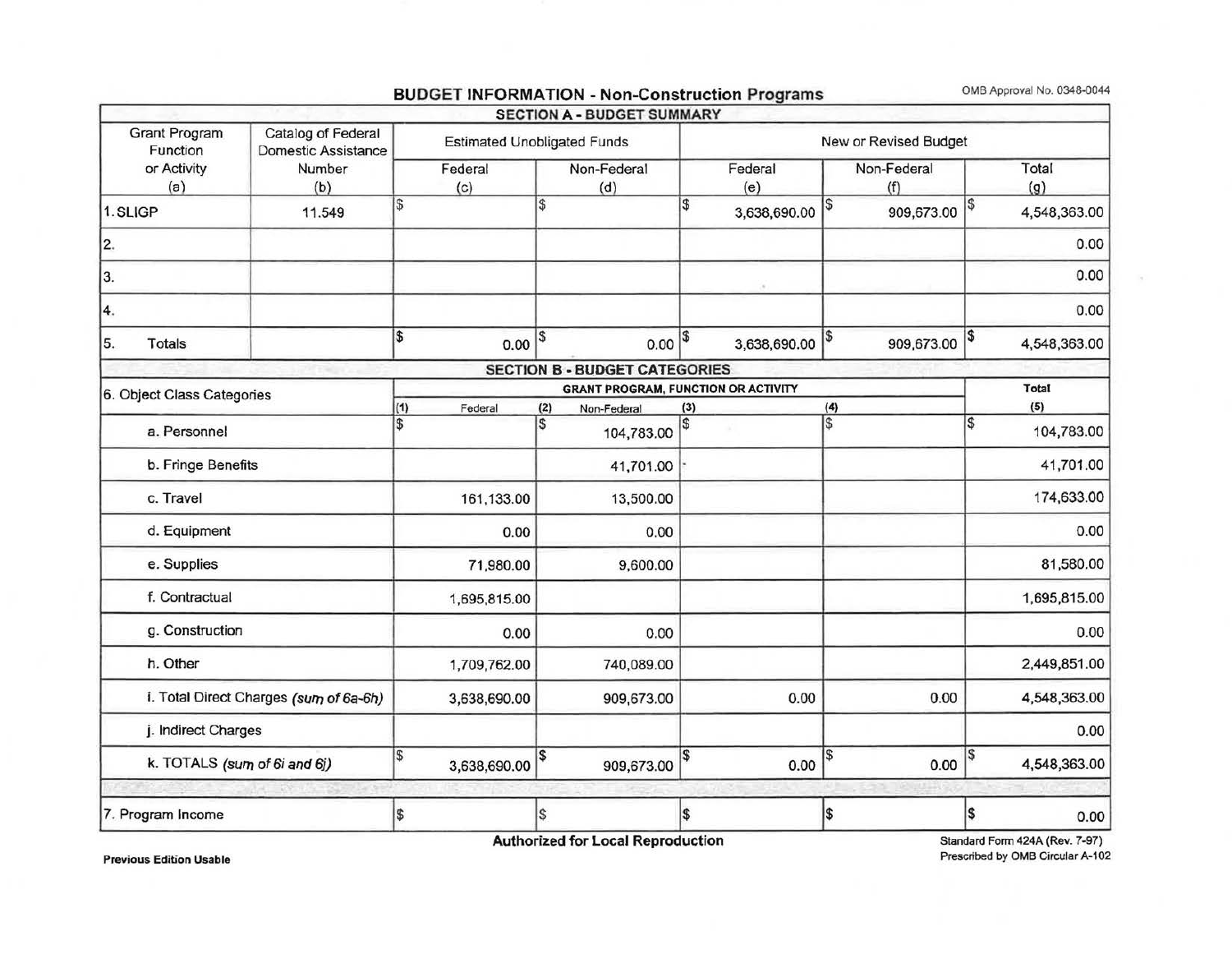# BUDGET INFORMATION - Non-Construction Programs

OMB Approval No. 0348-0044

## SECTION A - BUDGET SUMMARY

| Grant Program Function or Activity (a) | Catalog of Federal Domestic Assistance Number (b) | Estimated Unobligated Funds | | New or Revised Budget | | |
|---|---|---|---|---|---|---|
| | | Federal (c) | Non-Federal (d) | Federal (e) | Non-Federal (f) | Total (g) |
| 1. SLIGP | 11.549 | $ | $ | $ 3,638,690.00 | $ 909,673.00 | $ 4,548,363.00 |
| 2. | | | | | | 0.00 |
| 3. | | | | | | 0.00 |
| 4. | | | | | | 0.00 |
| 5. Totals | | $ 0.00 | $ 0.00 | $ 3,638,690.00 | $ 909,673.00 | $ 4,548,363.00 |

## SECTION B - BUDGET CATEGORIES

| 6. Object Class Categories | GRANT PROGRAM, FUNCTION OR ACTIVITY | | | | Total |
|---|---|---|---|---|---|
| | (1) Federal | (2) Non-Federal | (3) | (4) | (5) |
| a. Personnel | $ | $ 104,783.00 | $ | $ | $ 104,783.00 |
| b. Fringe Benefits | | 41,701.00 | | | 41,701.00 |
| c. Travel | 161,133.00 | 13,500.00 | | | 174,633.00 |
| d. Equipment | 0.00 | 0.00 | | | 0.00 |
| e. Supplies | 71,980.00 | 9,600.00 | | | 81,580.00 |
| f. Contractual | 1,695,815.00 | | | | 1,695,815.00 |
| g. Construction | 0.00 | 0.00 | | | 0.00 |
| h. Other | 1,709,762.00 | 740,089.00 | | | 2,449,851.00 |
| i. Total Direct Charges *(sum of 6a-6h)* | 3,638,690.00 | 909,673.00 | 0.00 | 0.00 | 4,548,363.00 |
| j. Indirect Charges | | | | | 0.00 |
| k. TOTALS *(sum of 6i and 6j)* | $ 3,638,690.00 | $ 909,673.00 | $ 0.00 | $ 0.00 | $ 4,548,363.00 |
| 7. Program Income | $ | $ | $ | $ | $ 0.00 |

**Authorized for Local Reproduction**

**Previous Edition Usable**

Standard Form 424A (Rev. 7-97)
Prescribed by OMB Circular A-102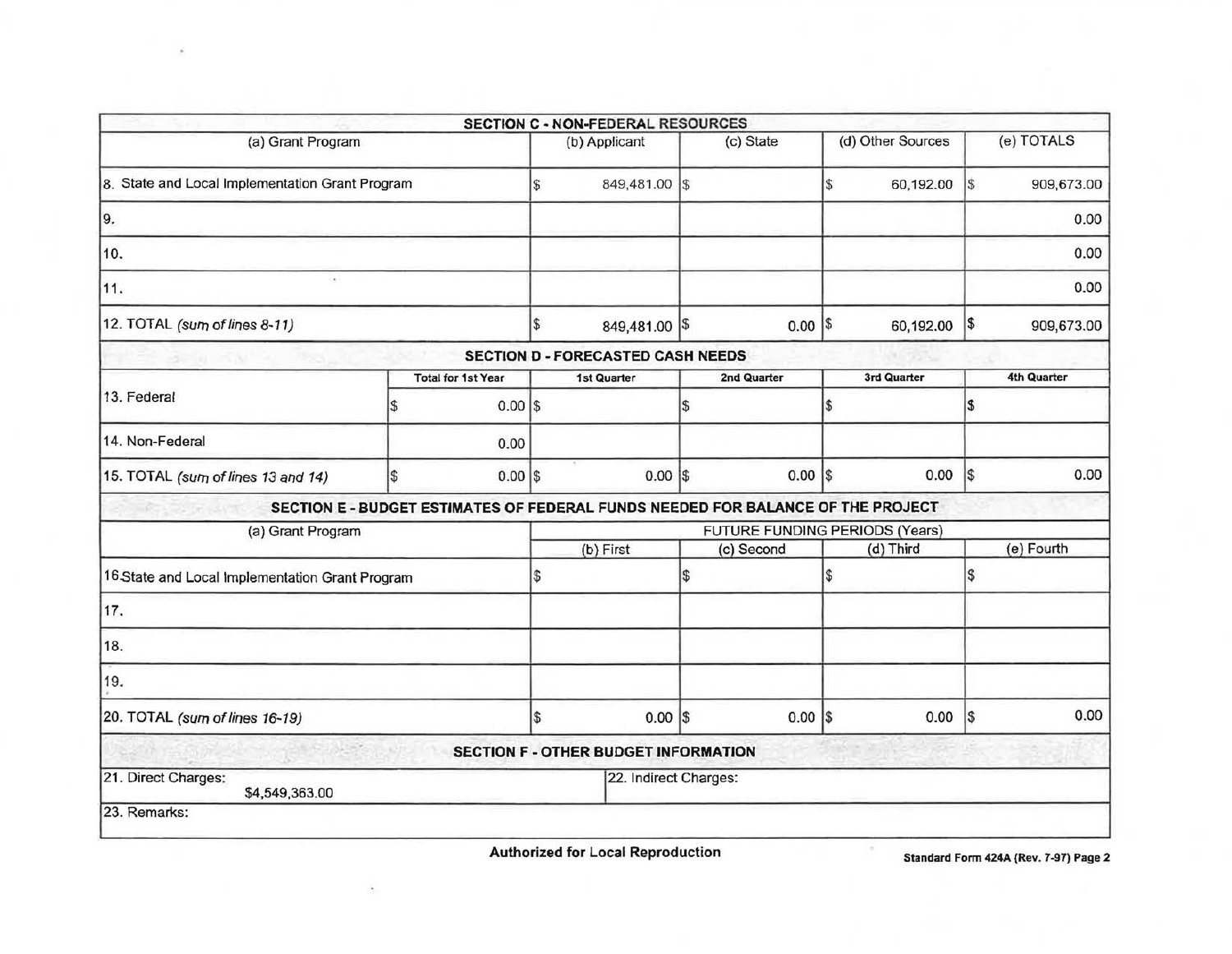## SECTION C - NON-FEDERAL RESOURCES

| (a) Grant Program | (b) Applicant | (c) State | (d) Other Sources | (e) TOTALS |
|---|---|---|---|---|
| 8. State and Local Implementation Grant Program | $ 849,481.00 | $ | $ 60,192.00 | $ 909,673.00 |
| 9. | | | | 0.00 |
| 10. | | | | 0.00 |
| 11. | | | | 0.00 |
| 12. TOTAL *(sum of lines 8-11)* | $ 849,481.00 | $ 0.00 | $ 60,192.00 | $ 909,673.00 |

## SECTION D - FORECASTED CASH NEEDS

| | Total for 1st Year | 1st Quarter | 2nd Quarter | 3rd Quarter | 4th Quarter |
|---|---|---|---|---|---|
| 13. Federal | $ 0.00 | $ | $ | $ | $ |
| 14. Non-Federal | 0.00 | | | | |
| 15. TOTAL *(sum of lines 13 and 14)* | $ 0.00 | $ 0.00 | $ 0.00 | $ 0.00 | $ 0.00 |

## SECTION E - BUDGET ESTIMATES OF FEDERAL FUNDS NEEDED FOR BALANCE OF THE PROJECT

| (a) Grant Program | FUTURE FUNDING PERIODS (Years) | | | |
|---|---|---|---|---|
| | (b) First | (c) Second | (d) Third | (e) Fourth |
| 16. State and Local Implementation Grant Program | $ | $ | $ | $ |
| 17. | | | | |
| 18. | | | | |
| 19. | | | | |
| 20. TOTAL *(sum of lines 16-19)* | $ 0.00 | $ 0.00 | $ 0.00 | $ 0.00 |

## SECTION F - OTHER BUDGET INFORMATION

| | |
|---|---|
| 21. Direct Charges: $4,549,363.00 | 22. Indirect Charges: |
| 23. Remarks: | |

**Authorized for Local Reproduction**

**Standard Form 424A (Rev. 7-97) Page 2**